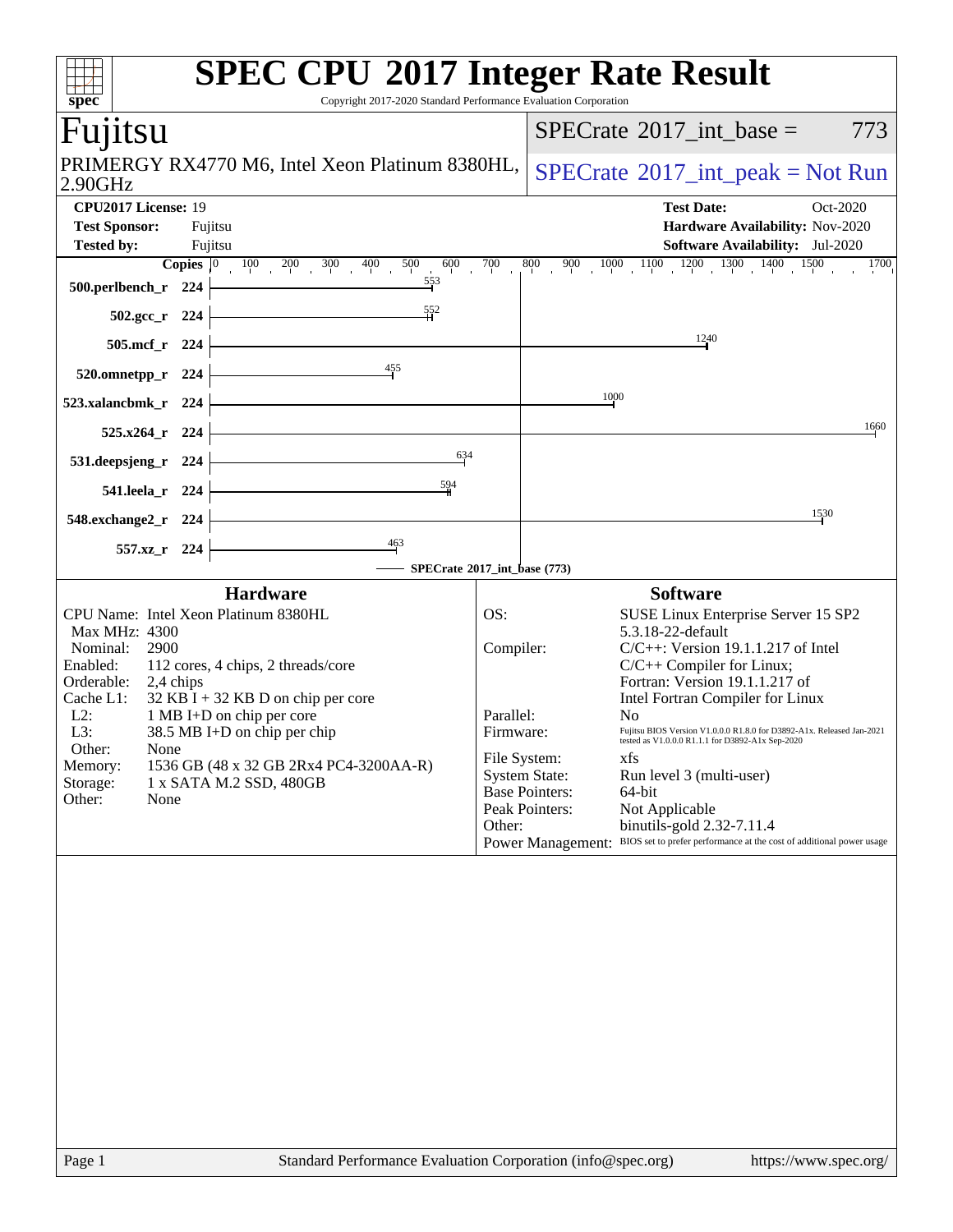# SPEC CPU 2017 Integer Rate Result

Copyright 2017-2020 Standard Performance Evaluation Corporation

## Fujitsu

PRIMERGY RX4770 M6, Intel Xeon Platinum 8380HL, 2.90GHz

SPECrate 2017_int_base = 773

SPECrate 2017_int_peak = Not Run

| | | | |
|---|---|---|---|
| **CPU2017 License:** | 19 | **Test Date:** | Oct-2020 |
| **Test Sponsor:** | Fujitsu | **Hardware Availability:** | Nov-2020 |
| **Tested by:** | Fujitsu | **Software Availability:** | Jul-2020 |

| Benchmark | Copies | SPECrate 2017_int_base |
|---|---|---|
| 500.perlbench_r | 224 | 553 |
| 502.gcc_r | 224 | 552 |
| 505.mcf_r | 224 | 1240 |
| 520.omnetpp_r | 224 | 455 |
| 523.xalancbmk_r | 224 | 1000 |
| 525.x264_r | 224 | 1660 |
| 531.deepsjeng_r | 224 | 634 |
| 541.leela_r | 224 | 594 |
| 548.exchange2_r | 224 | 1530 |
| 557.xz_r | 224 | 463 |

SPECrate 2017_int_base (773)

### Hardware

| | |
|---|---|
| CPU Name: | Intel Xeon Platinum 8380HL |
| Max MHz: | 4300 |
| Nominal: | 2900 |
| Enabled: | 112 cores, 4 chips, 2 threads/core |
| Orderable: | 2,4 chips |
| Cache L1: | 32 KB I + 32 KB D on chip per core |
| L2: | 1 MB I+D on chip per core |
| L3: | 38.5 MB I+D on chip per chip |
| Other: | None |
| Memory: | 1536 GB (48 x 32 GB 2Rx4 PC4-3200AA-R) |
| Storage: | 1 x SATA M.2 SSD, 480GB |
| Other: | None |

### Software

| | |
|---|---|
| OS: | SUSE Linux Enterprise Server 15 SP2 5.3.18-22-default |
| Compiler: | C/C++: Version 19.1.1.217 of Intel C/C++ Compiler for Linux; Fortran: Version 19.1.1.217 of Intel Fortran Compiler for Linux |
| Parallel: | No |
| Firmware: | Fujitsu BIOS Version V1.0.0.0 R1.8.0 for D3892-A1x. Released Jan-2021 tested as V1.0.0.0 R1.1.1 for D3892-A1x Sep-2020 |
| File System: | xfs |
| System State: | Run level 3 (multi-user) |
| Base Pointers: | 64-bit |
| Peak Pointers: | Not Applicable |
| Other: | binutils-gold 2.32-7.11.4 |
| Power Management: | BIOS set to prefer performance at the cost of additional power usage |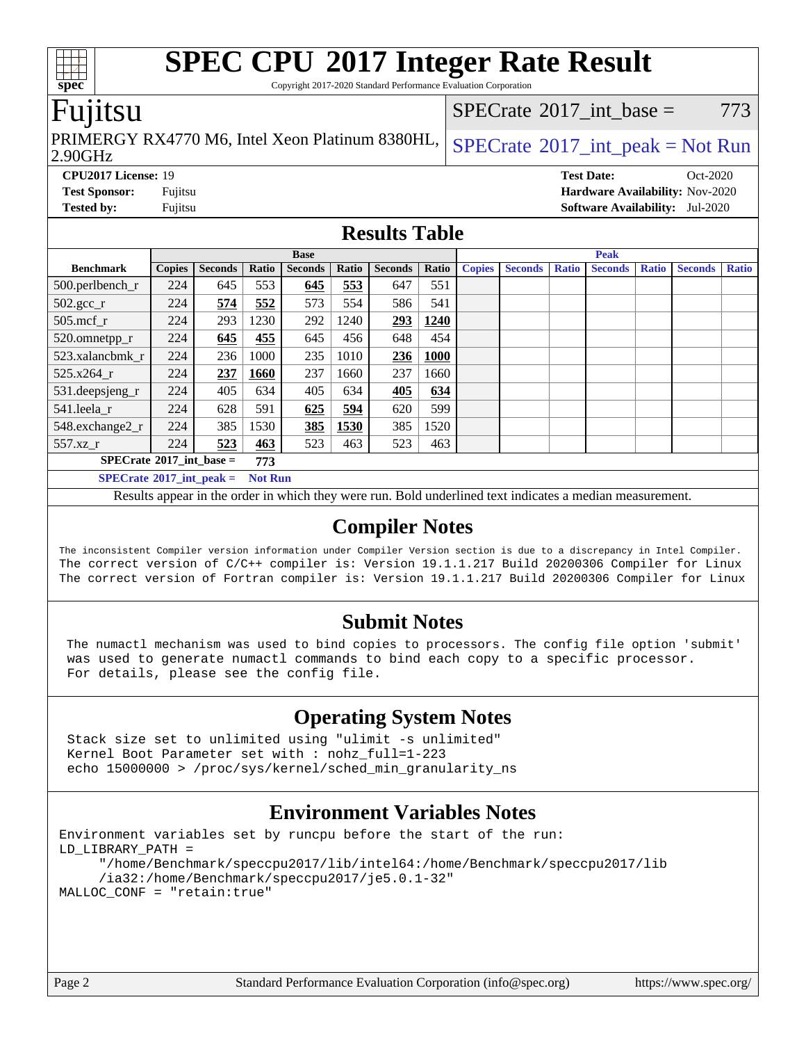# SPEC CPU 2017 Integer Rate Result

Copyright 2017-2020 Standard Performance Evaluation Corporation

## Fujitsu

PRIMERGY RX4770 M6, Intel Xeon Platinum 8380HL, 2.90GHz

SPECrate 2017_int_base = 773

SPECrate 2017_int_peak = Not Run

**CPU2017 License:** 19
**Test Sponsor:** Fujitsu
**Tested by:** Fujitsu

**Test Date:** Oct-2020
**Hardware Availability:** Nov-2020
**Software Availability:** Jul-2020

## Results Table

| Benchmark | Base | | | | | | | Peak | | | | | | |
|---|---|---|---|---|---|---|---|---|---|---|---|---|---|---|
| | Copies | Seconds | Ratio | Seconds | Ratio | Seconds | Ratio | Copies | Seconds | Ratio | Seconds | Ratio | Seconds | Ratio |
| 500.perlbench_r | 224 | 645 | 553 | **645** | **553** | 647 | 551 | | | | | | | |
| 502.gcc_r | 224 | **574** | **552** | 573 | 554 | 586 | 541 | | | | | | | |
| 505.mcf_r | 224 | 293 | 1230 | 292 | 1240 | **293** | **1240** | | | | | | | |
| 520.omnetpp_r | 224 | **645** | **455** | 645 | 456 | 648 | 454 | | | | | | | |
| 523.xalancbmk_r | 224 | 236 | 1000 | 235 | 1010 | **236** | **1000** | | | | | | | |
| 525.x264_r | 224 | **237** | **1660** | 237 | 1660 | 237 | 1660 | | | | | | | |
| 531.deepsjeng_r | 224 | 405 | 634 | 405 | 634 | **405** | **634** | | | | | | | |
| 541.leela_r | 224 | 628 | 591 | **625** | **594** | 620 | 599 | | | | | | | |
| 548.exchange2_r | 224 | 385 | 1530 | **385** | **1530** | 385 | 1520 | | | | | | | |
| 557.xz_r | 224 | **523** | **463** | 523 | 463 | 523 | 463 | | | | | | | |

**SPECrate 2017_int_base = 773**

**SPECrate 2017_int_peak = Not Run**

Results appear in the order in which they were run. Bold underlined text indicates a median measurement.

## Compiler Notes

```
The inconsistent Compiler version information under Compiler Version section is due to a discrepancy in Intel Compiler.
The correct version of C/C++ compiler is: Version 19.1.1.217 Build 20200306 Compiler for Linux
The correct version of Fortran compiler is: Version 19.1.1.217 Build 20200306 Compiler for Linux
```

## Submit Notes

```
The numactl mechanism was used to bind copies to processors. The config file option 'submit'
was used to generate numactl commands to bind each copy to a specific processor.
For details, please see the config file.
```

## Operating System Notes

```
Stack size set to unlimited using "ulimit -s unlimited"
Kernel Boot Parameter set with : nohz_full=1-223
echo 15000000 > /proc/sys/kernel/sched_min_granularity_ns
```

## Environment Variables Notes

```
Environment variables set by runcpu before the start of the run:
LD_LIBRARY_PATH =
    "/home/Benchmark/speccpu2017/lib/intel64:/home/Benchmark/speccpu2017/lib
    /ia32:/home/Benchmark/speccpu2017/je5.0.1-32"
MALLOC_CONF = "retain:true"
```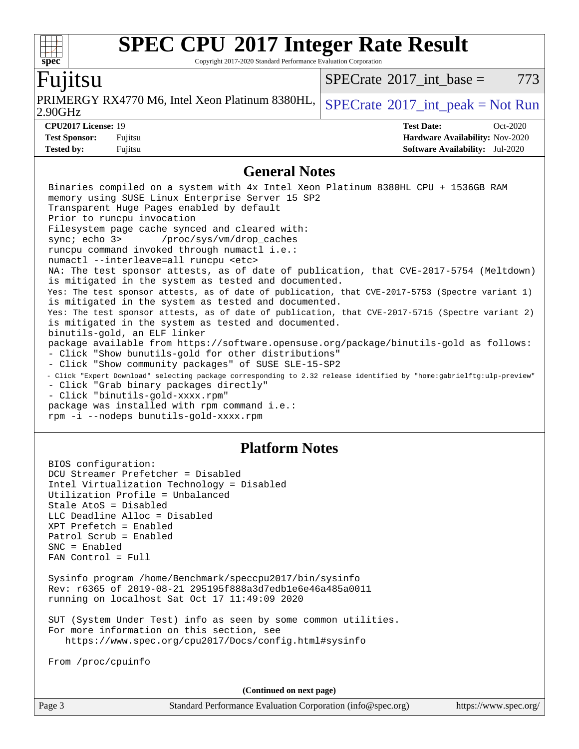# SPEC CPU 2017 Integer Rate Result

Copyright 2017-2020 Standard Performance Evaluation Corporation

## Fujitsu

PRIMERGY RX4770 M6, Intel Xeon Platinum 8380HL, 2.90GHz

SPECrate 2017_int_base = 773

SPECrate 2017_int_peak = Not Run

**CPU2017 License:** 19
**Test Sponsor:** Fujitsu
**Tested by:** Fujitsu

**Test Date:** Oct-2020
**Hardware Availability:** Nov-2020
**Software Availability:** Jul-2020

## General Notes

```
Binaries compiled on a system with 4x Intel Xeon Platinum 8380HL CPU + 1536GB RAM
memory using SUSE Linux Enterprise Server 15 SP2
Transparent Huge Pages enabled by default
Prior to runcpu invocation
Filesystem page cache synced and cleared with:
sync; echo 3>       /proc/sys/vm/drop_caches
runcpu command invoked through numactl i.e.:
numactl --interleave=all runcpu <etc>
NA: The test sponsor attests, as of date of publication, that CVE-2017-5754 (Meltdown)
is mitigated in the system as tested and documented.
Yes: The test sponsor attests, as of date of publication, that CVE-2017-5753 (Spectre variant 1)
is mitigated in the system as tested and documented.
Yes: The test sponsor attests, as of date of publication, that CVE-2017-5715 (Spectre variant 2)
is mitigated in the system as tested and documented.
binutils-gold, an ELF linker
package available from https://software.opensuse.org/package/binutils-gold as follows:
- Click "Show bunutils-gold for other distributions"
- Click "Show community packages" of SUSE SLE-15-SP2
- Click "Expert Download" selecting package corresponding to 2.32 release identified by "home:gabrielftg:ulp-preview"
- Click "Grab binary packages directly"
- Click "binutils-gold-xxxx.rpm"
package was installed with rpm command i.e.:
rpm -i --nodeps bunutils-gold-xxxx.rpm
```

## Platform Notes

```
BIOS configuration:
DCU Streamer Prefetcher = Disabled
Intel Virtualization Technology = Disabled
Utilization Profile = Unbalanced
Stale AtoS = Disabled
LLC Deadline Alloc = Disabled
XPT Prefetch = Enabled
Patrol Scrub = Enabled
SNC = Enabled
FAN Control = Full

Sysinfo program /home/Benchmark/speccpu2017/bin/sysinfo
Rev: r6365 of 2019-08-21 295195f888a3d7edb1e6e46a485a0011
running on localhost Sat Oct 17 11:49:09 2020

SUT (System Under Test) info as seen by some common utilities.
For more information on this section, see
   https://www.spec.org/cpu2017/Docs/config.html#sysinfo

From /proc/cpuinfo
```

**(Continued on next page)**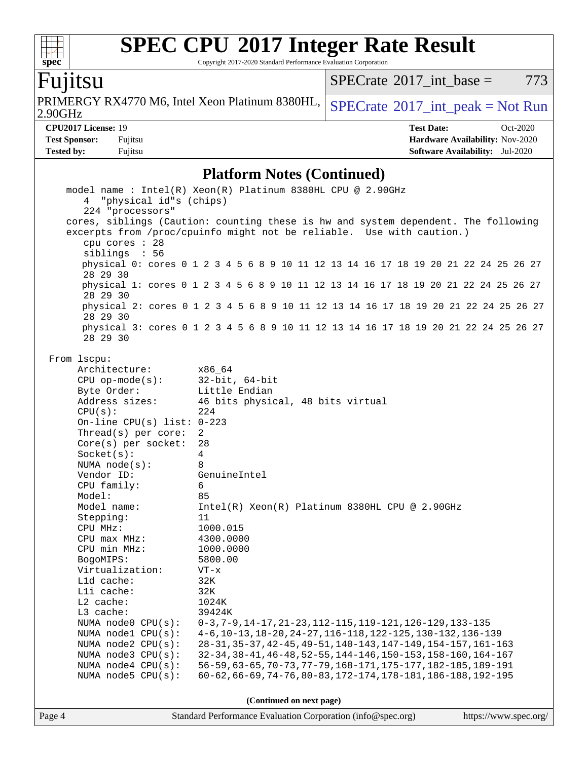## Platform Notes (Continued)

```
    model name : Intel(R) Xeon(R) Platinum 8380HL CPU @ 2.90GHz
       4  "physical id"s (chips)
       224 "processors"
    cores, siblings (Caution: counting these is hw and system dependent. The following
    excerpts from /proc/cpuinfo might not be reliable.  Use with caution.)
       cpu cores : 28
       siblings  : 56
       physical 0: cores 0 1 2 3 4 5 6 8 9 10 11 12 13 14 16 17 18 19 20 21 22 24 25 26 27
       28 29 30
       physical 1: cores 0 1 2 3 4 5 6 8 9 10 11 12 13 14 16 17 18 19 20 21 22 24 25 26 27
       28 29 30
       physical 2: cores 0 1 2 3 4 5 6 8 9 10 11 12 13 14 16 17 18 19 20 21 22 24 25 26 27
       28 29 30
       physical 3: cores 0 1 2 3 4 5 6 8 9 10 11 12 13 14 16 17 18 19 20 21 22 24 25 26 27
       28 29 30

 From lscpu:
      Architecture:          x86_64
      CPU op-mode(s):        32-bit, 64-bit
      Byte Order:            Little Endian
      Address sizes:         46 bits physical, 48 bits virtual
      CPU(s):                224
      On-line CPU(s) list: 0-223
      Thread(s) per core:  2
      Core(s) per socket:  28
      Socket(s):             4
      NUMA node(s):          8
      Vendor ID:             GenuineIntel
      CPU family:            6
      Model:                 85
      Model name:            Intel(R) Xeon(R) Platinum 8380HL CPU @ 2.90GHz
      Stepping:              11
      CPU MHz:               1000.015
      CPU max MHz:           4300.0000
      CPU min MHz:           1000.0000
      BogoMIPS:              5800.00
      Virtualization:        VT-x
      L1d cache:             32K
      L1i cache:             32K
      L2 cache:              1024K
      L3 cache:              39424K
      NUMA node0 CPU(s):     0-3,7-9,14-17,21-23,112-115,119-121,126-129,133-135
      NUMA node1 CPU(s):     4-6,10-13,18-20,24-27,116-118,122-125,130-132,136-139
      NUMA node2 CPU(s):     28-31,35-37,42-45,49-51,140-143,147-149,154-157,161-163
      NUMA node3 CPU(s):     32-34,38-41,46-48,52-55,144-146,150-153,158-160,164-167
      NUMA node4 CPU(s):     56-59,63-65,70-73,77-79,168-171,175-177,182-185,189-191
      NUMA node5 CPU(s):     60-62,66-69,74-76,80-83,172-174,178-181,186-188,192-195
```

(Continued on next page)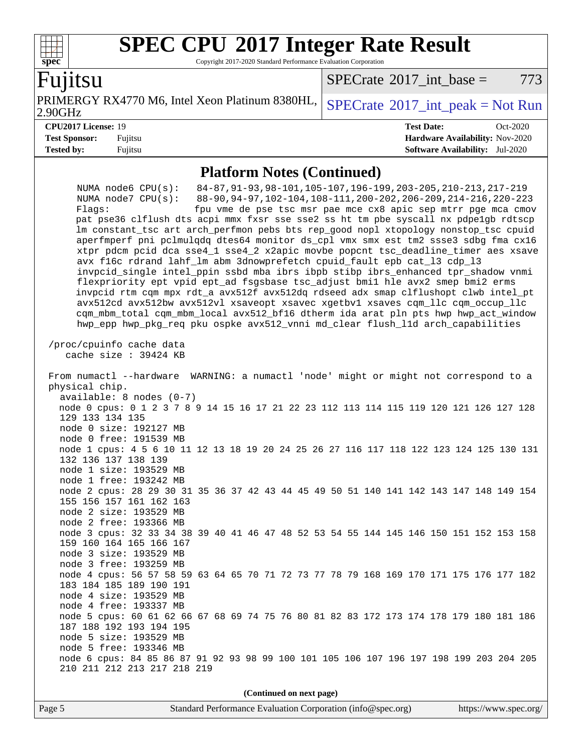## Platform Notes (Continued)

```
     NUMA node6 CPU(s):    84-87,91-93,98-101,105-107,196-199,203-205,210-213,217-219
     NUMA node7 CPU(s):    88-90,94-97,102-104,108-111,200-202,206-209,214-216,220-223
     Flags:                fpu vme de pse tsc msr pae mce cx8 apic sep mtrr pge mca cmov
     pat pse36 clflush dts acpi mmx fxsr sse sse2 ss ht tm pbe syscall nx pdpe1gb rdtscp
     lm constant_tsc art arch_perfmon pebs bts rep_good nopl xtopology nonstop_tsc cpuid
     aperfmperf pni pclmulqdq dtes64 monitor ds_cpl vmx smx est tm2 ssse3 sdbg fma cx16
     xtpr pdcm pcid dca sse4_1 sse4_2 x2apic movbe popcnt tsc_deadline_timer aes xsave
     avx f16c rdrand lahf_lm abm 3dnowprefetch cpuid_fault epb cat_l3 cdp_l3
     invpcid_single intel_ppin ssbd mba ibrs ibpb stibp ibrs_enhanced tpr_shadow vnmi
     flexpriority ept vpid ept_ad fsgsbase tsc_adjust bmi1 hle avx2 smep bmi2 erms
     invpcid rtm cqm mpx rdt_a avx512f avx512dq rdseed adx smap clflushopt clwb intel_pt
     avx512cd avx512bw avx512vl xsaveopt xsavec xgetbv1 xsaves cqm_llc cqm_occup_llc
     cqm_mbm_total cqm_mbm_local avx512_bf16 dtherm ida arat pln pts hwp hwp_act_window
     hwp_epp hwp_pkg_req pku ospke avx512_vnni md_clear flush_l1d arch_capabilities

 /proc/cpuinfo cache data
    cache size : 39424 KB

 From numactl --hardware  WARNING: a numactl 'node' might or might not correspond to a
 physical chip.
   available: 8 nodes (0-7)
   node 0 cpus: 0 1 2 3 7 8 9 14 15 16 17 21 22 23 112 113 114 115 119 120 121 126 127 128
   129 133 134 135
   node 0 size: 192127 MB
   node 0 free: 191539 MB
   node 1 cpus: 4 5 6 10 11 12 13 18 19 20 24 25 26 27 116 117 118 122 123 124 125 130 131
   132 136 137 138 139
   node 1 size: 193529 MB
   node 1 free: 193242 MB
   node 2 cpus: 28 29 30 31 35 36 37 42 43 44 45 49 50 51 140 141 142 143 147 148 149 154
   155 156 157 161 162 163
   node 2 size: 193529 MB
   node 2 free: 193366 MB
   node 3 cpus: 32 33 34 38 39 40 41 46 47 48 52 53 54 55 144 145 146 150 151 152 153 158
   159 160 164 165 166 167
   node 3 size: 193529 MB
   node 3 free: 193259 MB
   node 4 cpus: 56 57 58 59 63 64 65 70 71 72 73 77 78 79 168 169 170 171 175 176 177 182
   183 184 185 189 190 191
   node 4 size: 193529 MB
   node 4 free: 193337 MB
   node 5 cpus: 60 61 62 66 67 68 69 74 75 76 80 81 82 83 172 173 174 178 179 180 181 186
   187 188 192 193 194 195
   node 5 size: 193529 MB
   node 5 free: 193346 MB
   node 6 cpus: 84 85 86 87 91 92 93 98 99 100 101 105 106 107 196 197 198 199 203 204 205
   210 211 212 213 217 218 219
```

**(Continued on next page)**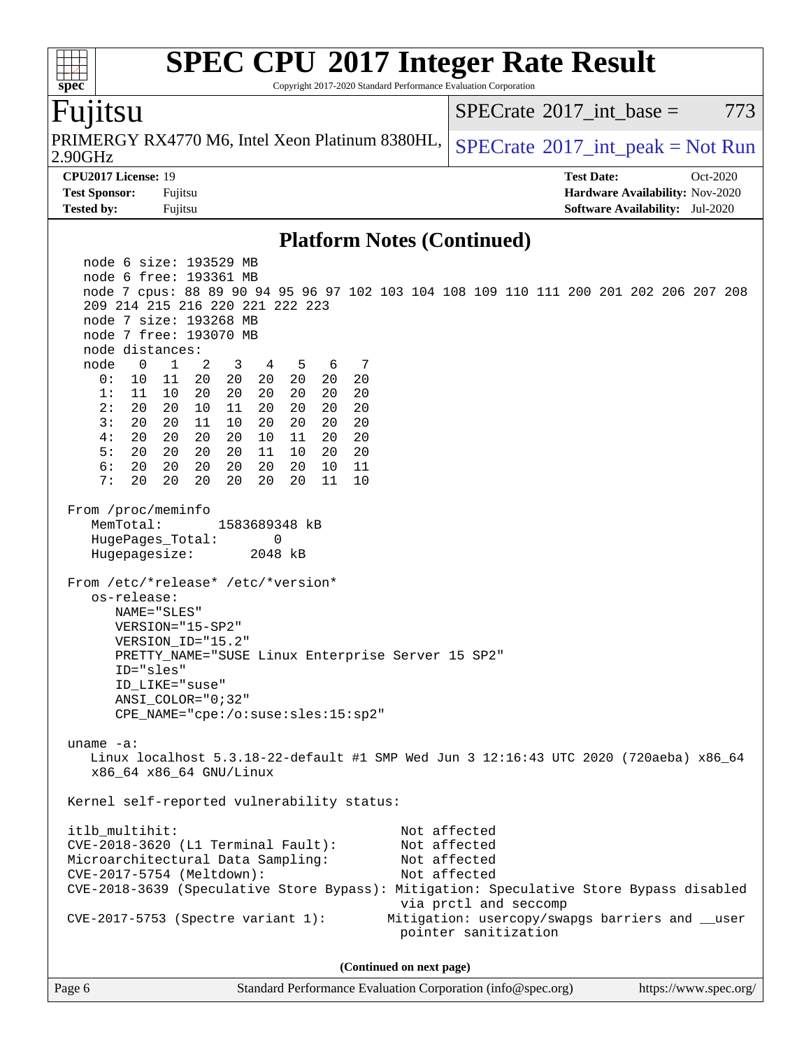# SPEC CPU 2017 Integer Rate Result

Copyright 2017-2020 Standard Performance Evaluation Corporation

**Fujitsu**

PRIMERGY RX4770 M6, Intel Xeon Platinum 8380HL, 2.90GHz

SPECrate 2017_int_base = 773

SPECrate 2017_int_peak = Not Run

**CPU2017 License:** 19
**Test Sponsor:** Fujitsu
**Tested by:** Fujitsu

**Test Date:** Oct-2020
**Hardware Availability:** Nov-2020
**Software Availability:** Jul-2020

## Platform Notes (Continued)

```
    node 6 size: 193529 MB
    node 6 free: 193361 MB
    node 7 cpus: 88 89 90 94 95 96 97 102 103 104 108 109 110 111 200 201 202 206 207 208
    209 214 215 216 220 221 222 223
    node 7 size: 193268 MB
    node 7 free: 193070 MB
    node distances:
    node   0   1   2   3   4   5   6   7
      0:  10  11  20  20  20  20  20  20
      1:  11  10  20  20  20  20  20  20
      2:  20  20  10  11  20  20  20  20
      3:  20  20  11  10  20  20  20  20
      4:  20  20  20  20  10  11  20  20
      5:  20  20  20  20  11  10  20  20
      6:  20  20  20  20  20  20  10  11
      7:  20  20  20  20  20  20  11  10

 From /proc/meminfo
    MemTotal:       1583689348 kB
    HugePages_Total:       0
    Hugepagesize:       2048 kB

 From /etc/*release* /etc/*version*
    os-release:
       NAME="SLES"
       VERSION="15-SP2"
       VERSION_ID="15.2"
       PRETTY_NAME="SUSE Linux Enterprise Server 15 SP2"
       ID="sles"
       ID_LIKE="suse"
       ANSI_COLOR="0;32"
       CPE_NAME="cpe:/o:suse:sles:15:sp2"

 uname -a:
    Linux localhost 5.3.18-22-default #1 SMP Wed Jun 3 12:16:43 UTC 2020 (720aeba) x86_64
    x86_64 x86_64 GNU/Linux

 Kernel self-reported vulnerability status:

 itlb_multihit:                                         Not affected
 CVE-2018-3620 (L1 Terminal Fault):                     Not affected
 Microarchitectural Data Sampling:                      Not affected
 CVE-2017-5754 (Meltdown):                              Not affected
 CVE-2018-3639 (Speculative Store Bypass): Mitigation: Speculative Store Bypass disabled
                                                        via prctl and seccomp
 CVE-2017-5753 (Spectre variant 1):                    Mitigation: usercopy/swapgs barriers and __user
                                                        pointer sanitization
```

(Continued on next page)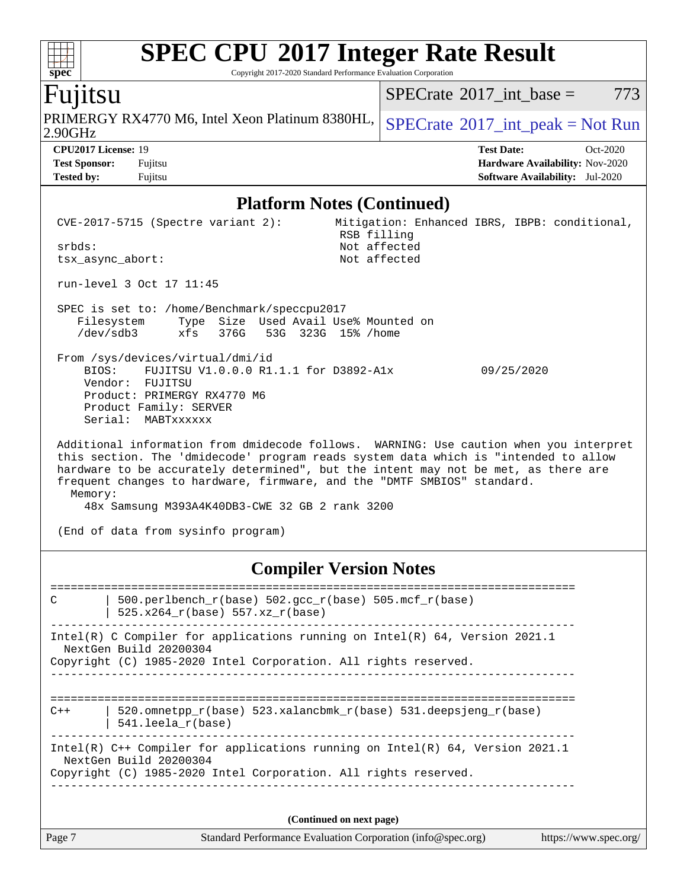# SPEC CPU 2017 Integer Rate Result

Copyright 2017-2020 Standard Performance Evaluation Corporation

**Fujitsu**

PRIMERGY RX4770 M6, Intel Xeon Platinum 8380HL, 2.90GHz

SPECrate 2017_int_base = 773

SPECrate 2017_int_peak = Not Run

**CPU2017 License:** 19
**Test Sponsor:** Fujitsu
**Tested by:** Fujitsu

**Test Date:** Oct-2020
**Hardware Availability:** Nov-2020
**Software Availability:** Jul-2020

## Platform Notes (Continued)

```
CVE-2017-5715 (Spectre variant 2):          Mitigation: Enhanced IBRS, IBPB: conditional,
                                             RSB filling
srbds:                                       Not affected
tsx_async_abort:                             Not affected

run-level 3 Oct 17 11:45

SPEC is set to: /home/Benchmark/speccpu2017
   Filesystem     Type  Size  Used Avail Use% Mounted on
   /dev/sdb3      xfs   376G   53G  323G  15% /home

From /sys/devices/virtual/dmi/id
    BIOS:    FUJITSU V1.0.0.0 R1.1.1 for D3892-A1x              09/25/2020
    Vendor:  FUJITSU
    Product: PRIMERGY RX4770 M6
    Product Family: SERVER
    Serial:  MABTxxxxxx

Additional information from dmidecode follows.  WARNING: Use caution when you interpret
this section. The 'dmidecode' program reads system data which is "intended to allow
hardware to be accurately determined", but the intent may not be met, as there are
frequent changes to hardware, firmware, and the "DMTF SMBIOS" standard.
  Memory:
    48x Samsung M393A4K40DB3-CWE 32 GB 2 rank 3200

(End of data from sysinfo program)
```

## Compiler Version Notes

```
==============================================================================
C       | 500.perlbench_r(base) 502.gcc_r(base) 505.mcf_r(base)
        | 525.x264_r(base) 557.xz_r(base)
------------------------------------------------------------------------------
Intel(R) C Compiler for applications running on Intel(R) 64, Version 2021.1
  NextGen Build 20200304
Copyright (C) 1985-2020 Intel Corporation. All rights reserved.
------------------------------------------------------------------------------

==============================================================================
C++     | 520.omnetpp_r(base) 523.xalancbmk_r(base) 531.deepsjeng_r(base)
        | 541.leela_r(base)
------------------------------------------------------------------------------
Intel(R) C++ Compiler for applications running on Intel(R) 64, Version 2021.1
  NextGen Build 20200304
Copyright (C) 1985-2020 Intel Corporation. All rights reserved.
------------------------------------------------------------------------------
```

**(Continued on next page)**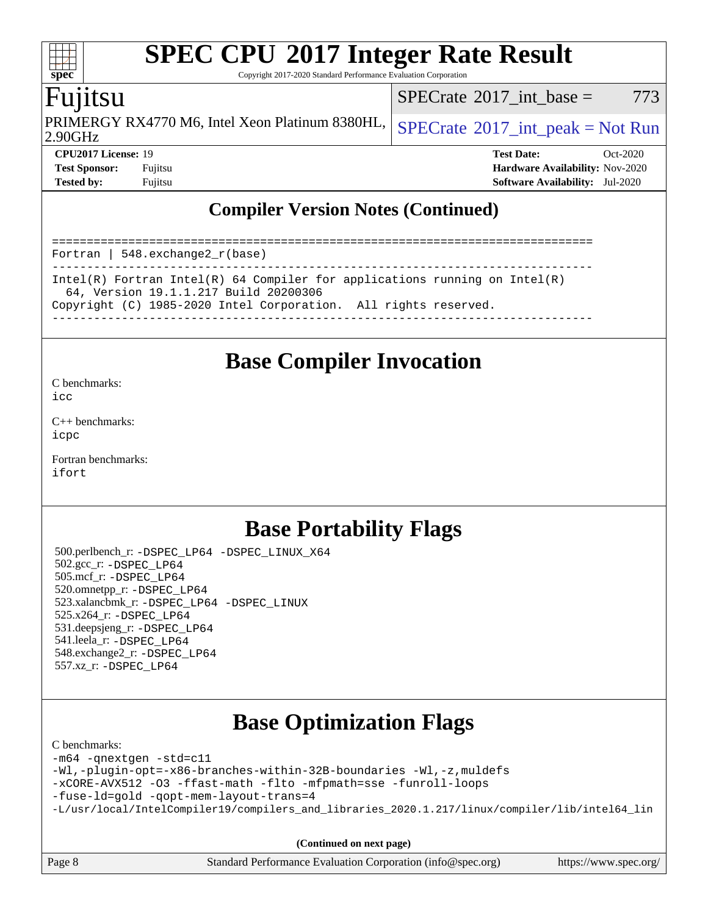## Compiler Version Notes (Continued)

```
==============================================================================
Fortran | 548.exchange2_r(base)
------------------------------------------------------------------------------
Intel(R) Fortran Intel(R) 64 Compiler for applications running on Intel(R)
  64, Version 19.1.1.217 Build 20200306
Copyright (C) 1985-2020 Intel Corporation.  All rights reserved.
------------------------------------------------------------------------------
```

## Base Compiler Invocation

C benchmarks:
icc

C++ benchmarks:
icpc

Fortran benchmarks:
ifort

## Base Portability Flags

500.perlbench_r: -DSPEC_LP64 -DSPEC_LINUX_X64
502.gcc_r: -DSPEC_LP64
505.mcf_r: -DSPEC_LP64
520.omnetpp_r: -DSPEC_LP64
523.xalancbmk_r: -DSPEC_LP64 -DSPEC_LINUX
525.x264_r: -DSPEC_LP64
531.deepsjeng_r: -DSPEC_LP64
541.leela_r: -DSPEC_LP64
548.exchange2_r: -DSPEC_LP64
557.xz_r: -DSPEC_LP64

## Base Optimization Flags

C benchmarks:

```
-m64 -qnextgen -std=c11
-Wl,-plugin-opt=-x86-branches-within-32B-boundaries -Wl,-z,muldefs
-xCORE-AVX512 -O3 -ffast-math -flto -mfpmath=sse -funroll-loops
-fuse-ld=gold -qopt-mem-layout-trans=4
-L/usr/local/IntelCompiler19/compilers_and_libraries_2020.1.217/linux/compiler/lib/intel64_lin
```

**(Continued on next page)**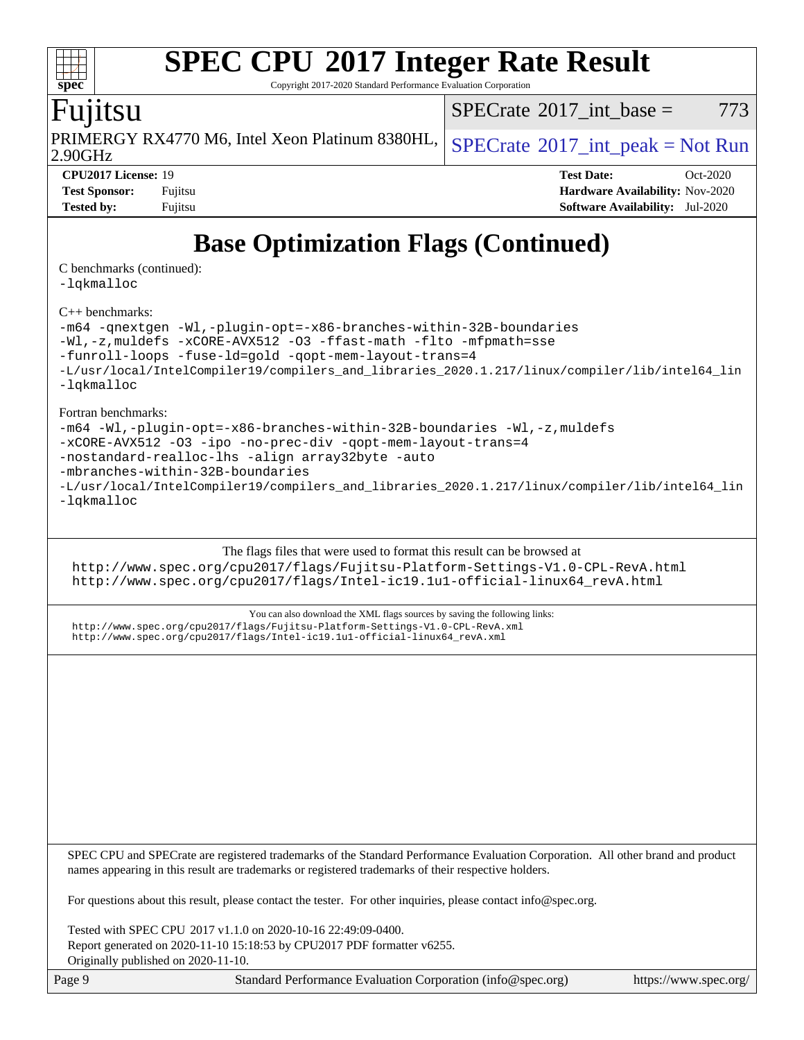# Base Optimization Flags (Continued)

C benchmarks (continued):
```
-lqkmalloc
```

C++ benchmarks:
```
-m64 -qnextgen -Wl,-plugin-opt=-x86-branches-within-32B-boundaries
-Wl,-z,muldefs -xCORE-AVX512 -O3 -ffast-math -flto -mfpmath=sse
-funroll-loops -fuse-ld=gold -qopt-mem-layout-trans=4
-L/usr/local/IntelCompiler19/compilers_and_libraries_2020.1.217/linux/compiler/lib/intel64_lin
-lqkmalloc
```

Fortran benchmarks:
```
-m64 -Wl,-plugin-opt=-x86-branches-within-32B-boundaries -Wl,-z,muldefs
-xCORE-AVX512 -O3 -ipo -no-prec-div -qopt-mem-layout-trans=4
-nostandard-realloc-lhs -align array32byte -auto
-mbranches-within-32B-boundaries
-L/usr/local/IntelCompiler19/compilers_and_libraries_2020.1.217/linux/compiler/lib/intel64_lin
-lqkmalloc
```

The flags files that were used to format this result can be browsed at
http://www.spec.org/cpu2017/flags/Fujitsu-Platform-Settings-V1.0-CPL-RevA.html
http://www.spec.org/cpu2017/flags/Intel-ic19.1u1-official-linux64_revA.html

You can also download the XML flags sources by saving the following links:
http://www.spec.org/cpu2017/flags/Fujitsu-Platform-Settings-V1.0-CPL-RevA.xml
http://www.spec.org/cpu2017/flags/Intel-ic19.1u1-official-linux64_revA.xml

SPEC CPU and SPECrate are registered trademarks of the Standard Performance Evaluation Corporation. All other brand and product names appearing in this result are trademarks or registered trademarks of their respective holders.

For questions about this result, please contact the tester. For other inquiries, please contact info@spec.org.

Tested with SPEC CPU 2017 v1.1.0 on 2020-10-16 22:49:09-0400.
Report generated on 2020-11-10 15:18:53 by CPU2017 PDF formatter v6255.
Originally published on 2020-11-10.